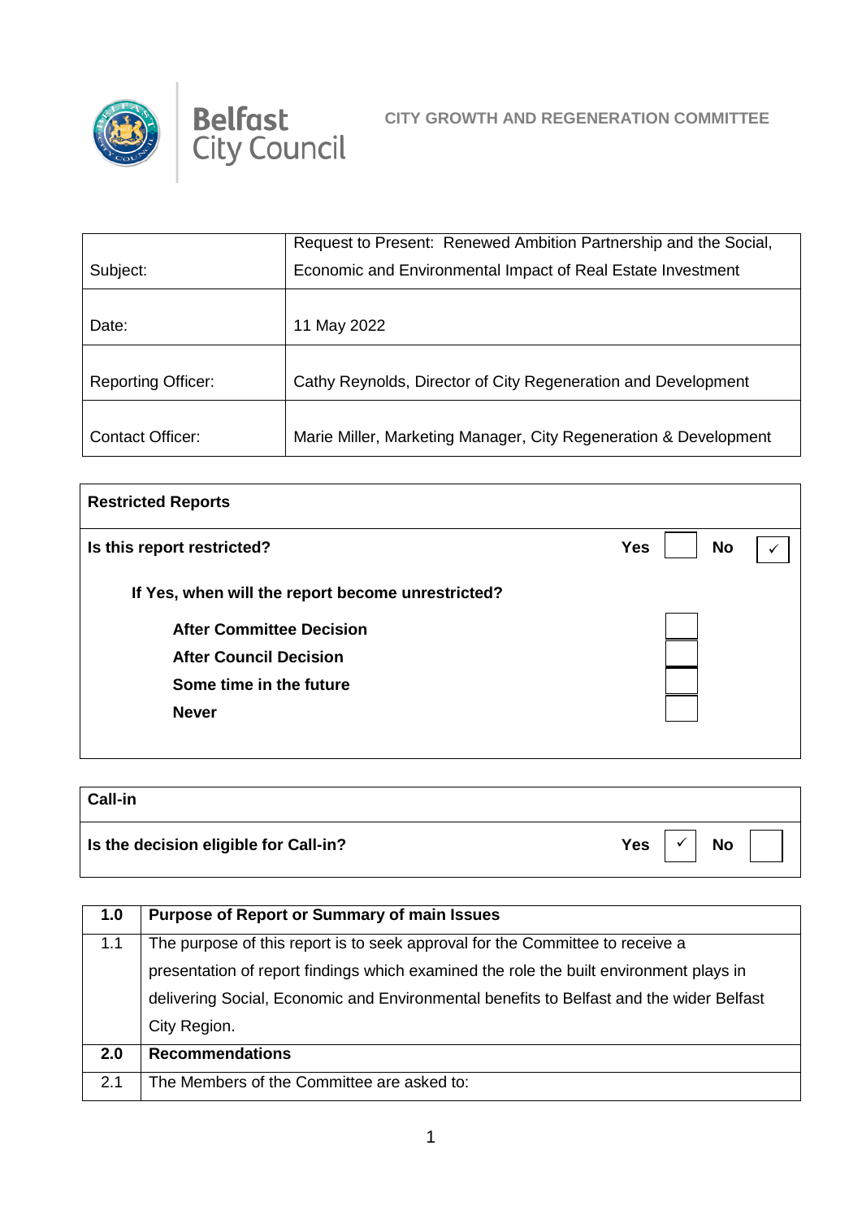Belfast City Council

**CITY GROWTH AND REGENERATION COMMITTEE**

| | |
|---|---|
| Subject: | Request to Present: Renewed Ambition Partnership and the Social, Economic and Environmental Impact of Real Estate Investment |
| Date: | 11 May 2022 |
| Reporting Officer: | Cathy Reynolds, Director of City Regeneration and Development |
| Contact Officer: | Marie Miller, Marketing Manager, City Regeneration & Development |

| **Restricted Reports** | | | | |
|---|---|---|---|---|
| **Is this report restricted?** | **Yes** | | **No** | ✓ |
| **If Yes, when will the report become unrestricted?** | | | | |
| **After Committee Decision** | | | | |
| **After Council Decision** | | | | |
| **Some time in the future** | | | | |
| **Never** | | | | |

| **Call-in** | | | | |
|---|---|---|---|---|
| **Is the decision eligible for Call-in?** | **Yes** | ✓ | **No** | |

| **1.0** | **Purpose of Report or Summary of main Issues** |
|---|---|
| 1.1 | The purpose of this report is to seek approval for the Committee to receive a presentation of report findings which examined the role the built environment plays in delivering Social, Economic and Environmental benefits to Belfast and the wider Belfast City Region. |
| **2.0** | **Recommendations** |
| 2.1 | The Members of the Committee are asked to: |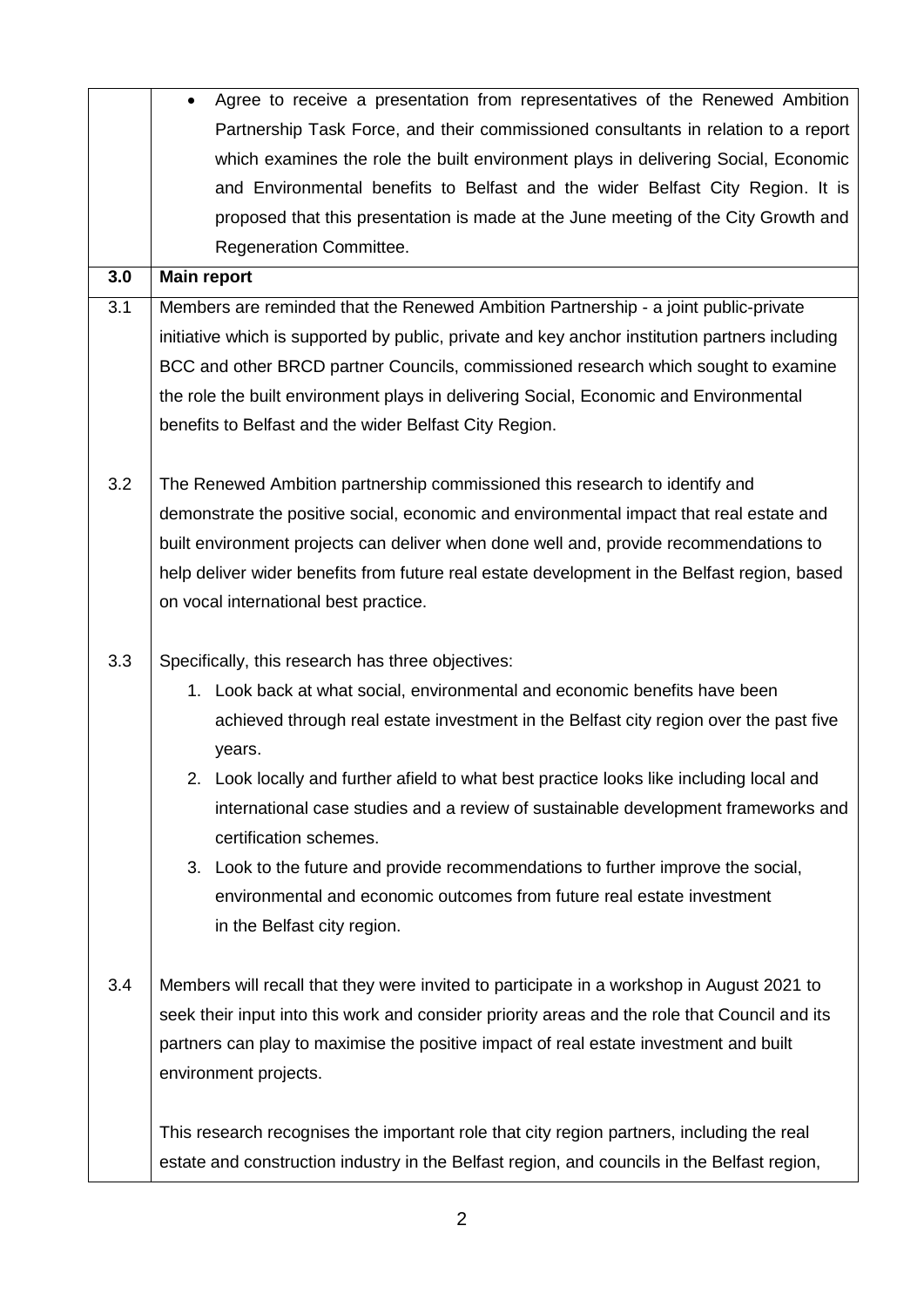| | |
|---|---|
| | • Agree to receive a presentation from representatives of the Renewed Ambition Partnership Task Force, and their commissioned consultants in relation to a report which examines the role the built environment plays in delivering Social, Economic and Environmental benefits to Belfast and the wider Belfast City Region. It is proposed that this presentation is made at the June meeting of the City Growth and Regeneration Committee. |
| **3.0** | **Main report** |
| 3.1 | Members are reminded that the Renewed Ambition Partnership - a joint public-private initiative which is supported by public, private and key anchor institution partners including BCC and other BRCD partner Councils, commissioned research which sought to examine the role the built environment plays in delivering Social, Economic and Environmental benefits to Belfast and the wider Belfast City Region. |
| 3.2 | The Renewed Ambition partnership commissioned this research to identify and demonstrate the positive social, economic and environmental impact that real estate and built environment projects can deliver when done well and, provide recommendations to help deliver wider benefits from future real estate development in the Belfast region, based on vocal international best practice. |
| 3.3 | Specifically, this research has three objectives:<br>1. Look back at what social, environmental and economic benefits have been achieved through real estate investment in the Belfast city region over the past five years.<br>2. Look locally and further afield to what best practice looks like including local and international case studies and a review of sustainable development frameworks and certification schemes.<br>3. Look to the future and provide recommendations to further improve the social, environmental and economic outcomes from future real estate investment in the Belfast city region. |
| 3.4 | Members will recall that they were invited to participate in a workshop in August 2021 to seek their input into this work and consider priority areas and the role that Council and its partners can play to maximise the positive impact of real estate investment and built environment projects.<br><br>This research recognises the important role that city region partners, including the real estate and construction industry in the Belfast region, and councils in the Belfast region, |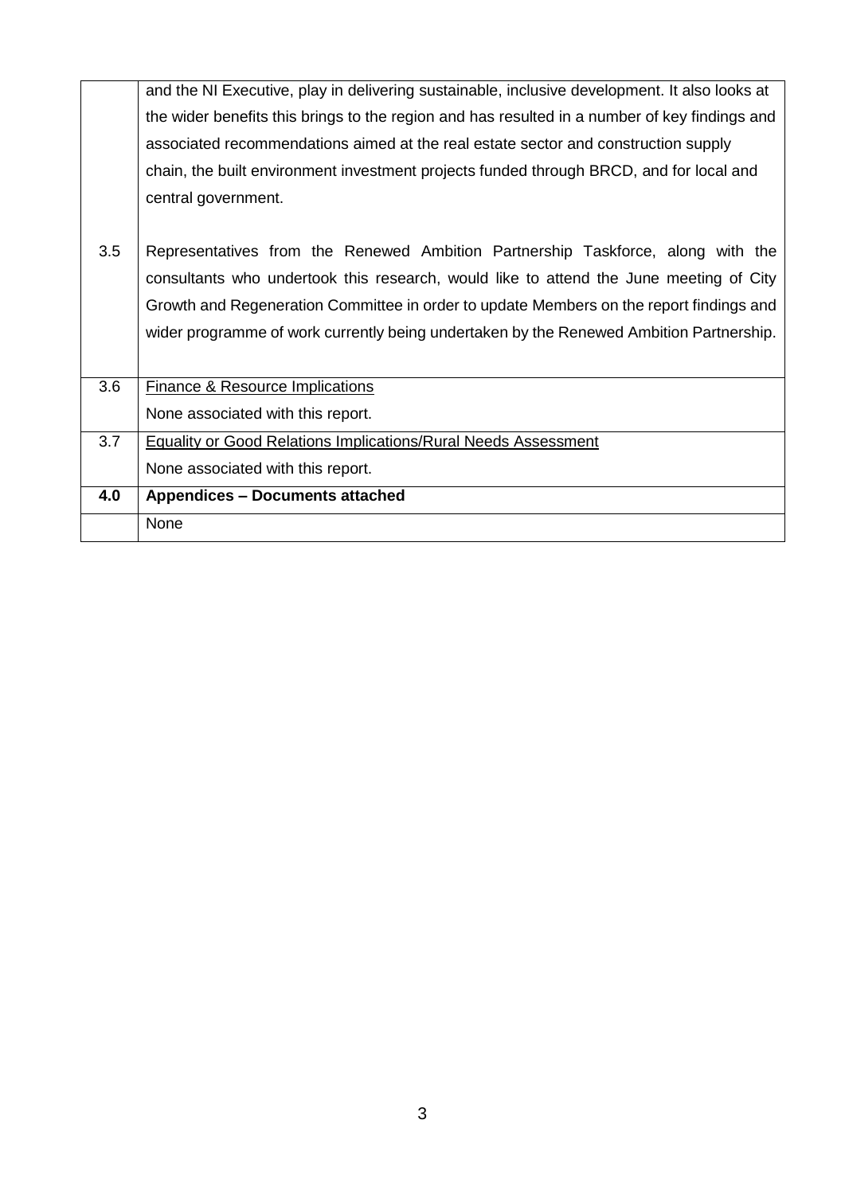| | |
|---|---|
| | and the NI Executive, play in delivering sustainable, inclusive development. It also looks at the wider benefits this brings to the region and has resulted in a number of key findings and associated recommendations aimed at the real estate sector and construction supply chain, the built environment investment projects funded through BRCD, and for local and central government. |
| 3.5 | Representatives from the Renewed Ambition Partnership Taskforce, along with the consultants who undertook this research, would like to attend the June meeting of City Growth and Regeneration Committee in order to update Members on the report findings and wider programme of work currently being undertaken by the Renewed Ambition Partnership. |
| 3.6 | Finance & Resource Implications<br>None associated with this report. |
| 3.7 | Equality or Good Relations Implications/Rural Needs Assessment<br>None associated with this report. |
| **4.0** | **Appendices – Documents attached** |
| | None |